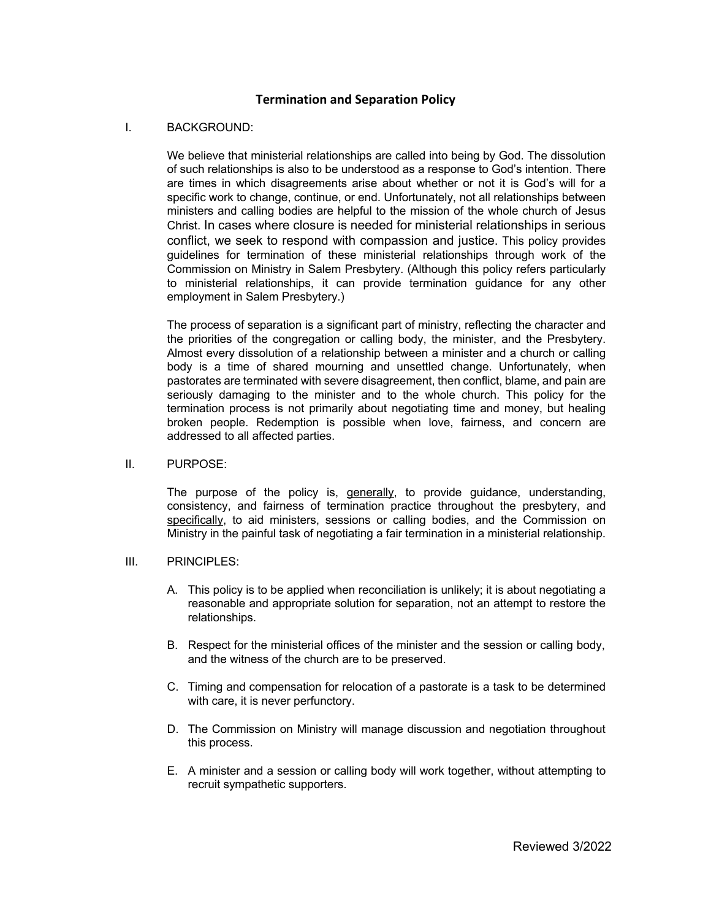# Termination and Separation Policy

I. BACKGROUND:

We believe that ministerial relationships are called into being by God. The dissolution of such relationships is also to be understood as a response to God's intention. There are times in which disagreements arise about whether or not it is God's will for a specific work to change, continue, or end. Unfortunately, not all relationships between ministers and calling bodies are helpful to the mission of the whole church of Jesus Christ. In cases where closure is needed for ministerial relationships in serious conflict, we seek to respond with compassion and justice. This policy provides guidelines for termination of these ministerial relationships through work of the Commission on Ministry in Salem Presbytery. (Although this policy refers particularly to ministerial relationships, it can provide termination guidance for any other employment in Salem Presbytery.)

The process of separation is a significant part of ministry, reflecting the character and the priorities of the congregation or calling body, the minister, and the Presbytery. Almost every dissolution of a relationship between a minister and a church or calling body is a time of shared mourning and unsettled change. Unfortunately, when pastorates are terminated with severe disagreement, then conflict, blame, and pain are seriously damaging to the minister and to the whole church. This policy for the termination process is not primarily about negotiating time and money, but healing broken people. Redemption is possible when love, fairness, and concern are addressed to all affected parties.

II. PURPOSE:

The purpose of the policy is, <u>generally</u>, to provide guidance, understanding, consistency, and fairness of termination practice throughout the presbytery, and <u>specifically</u>, to aid ministers, sessions or calling bodies, and the Commission on Ministry in the painful task of negotiating a fair termination in a ministerial relationship.

III. PRINCIPLES:

A. This policy is to be applied when reconciliation is unlikely; it is about negotiating a reasonable and appropriate solution for separation, not an attempt to restore the relationships.

B. Respect for the ministerial offices of the minister and the session or calling body, and the witness of the church are to be preserved.

C. Timing and compensation for relocation of a pastorate is a task to be determined with care, it is never perfunctory.

D. The Commission on Ministry will manage discussion and negotiation throughout this process.

E. A minister and a session or calling body will work together, without attempting to recruit sympathetic supporters.

Reviewed 3/2022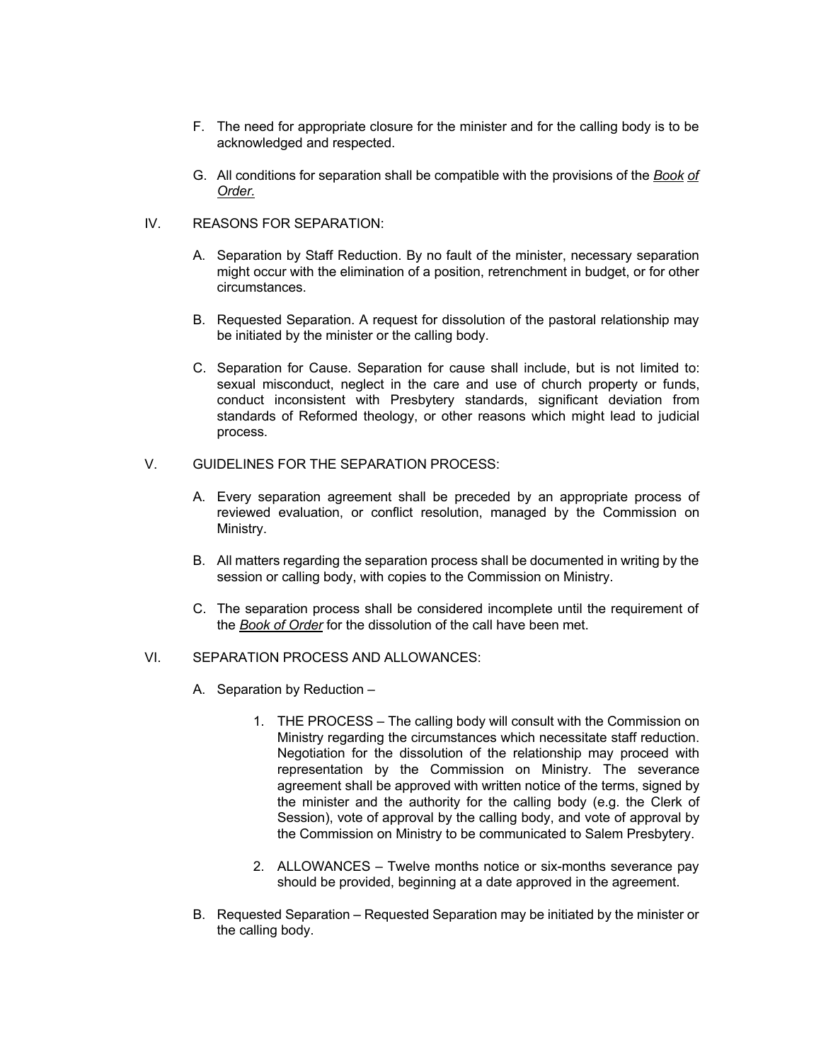F. The need for appropriate closure for the minister and for the calling body is to be acknowledged and respected.

G. All conditions for separation shall be compatible with the provisions of the *Book of Order.*

## IV. REASONS FOR SEPARATION:

A. Separation by Staff Reduction. By no fault of the minister, necessary separation might occur with the elimination of a position, retrenchment in budget, or for other circumstances.

B. Requested Separation. A request for dissolution of the pastoral relationship may be initiated by the minister or the calling body.

C. Separation for Cause. Separation for cause shall include, but is not limited to: sexual misconduct, neglect in the care and use of church property or funds, conduct inconsistent with Presbytery standards, significant deviation from standards of Reformed theology, or other reasons which might lead to judicial process.

## V. GUIDELINES FOR THE SEPARATION PROCESS:

A. Every separation agreement shall be preceded by an appropriate process of reviewed evaluation, or conflict resolution, managed by the Commission on Ministry.

B. All matters regarding the separation process shall be documented in writing by the session or calling body, with copies to the Commission on Ministry.

C. The separation process shall be considered incomplete until the requirement of the *Book of Order* for the dissolution of the call have been met.

## VI. SEPARATION PROCESS AND ALLOWANCES:

A. Separation by Reduction –

1. THE PROCESS – The calling body will consult with the Commission on Ministry regarding the circumstances which necessitate staff reduction. Negotiation for the dissolution of the relationship may proceed with representation by the Commission on Ministry. The severance agreement shall be approved with written notice of the terms, signed by the minister and the authority for the calling body (e.g. the Clerk of Session), vote of approval by the calling body, and vote of approval by the Commission on Ministry to be communicated to Salem Presbytery.

2. ALLOWANCES – Twelve months notice or six-months severance pay should be provided, beginning at a date approved in the agreement.

B. Requested Separation – Requested Separation may be initiated by the minister or the calling body.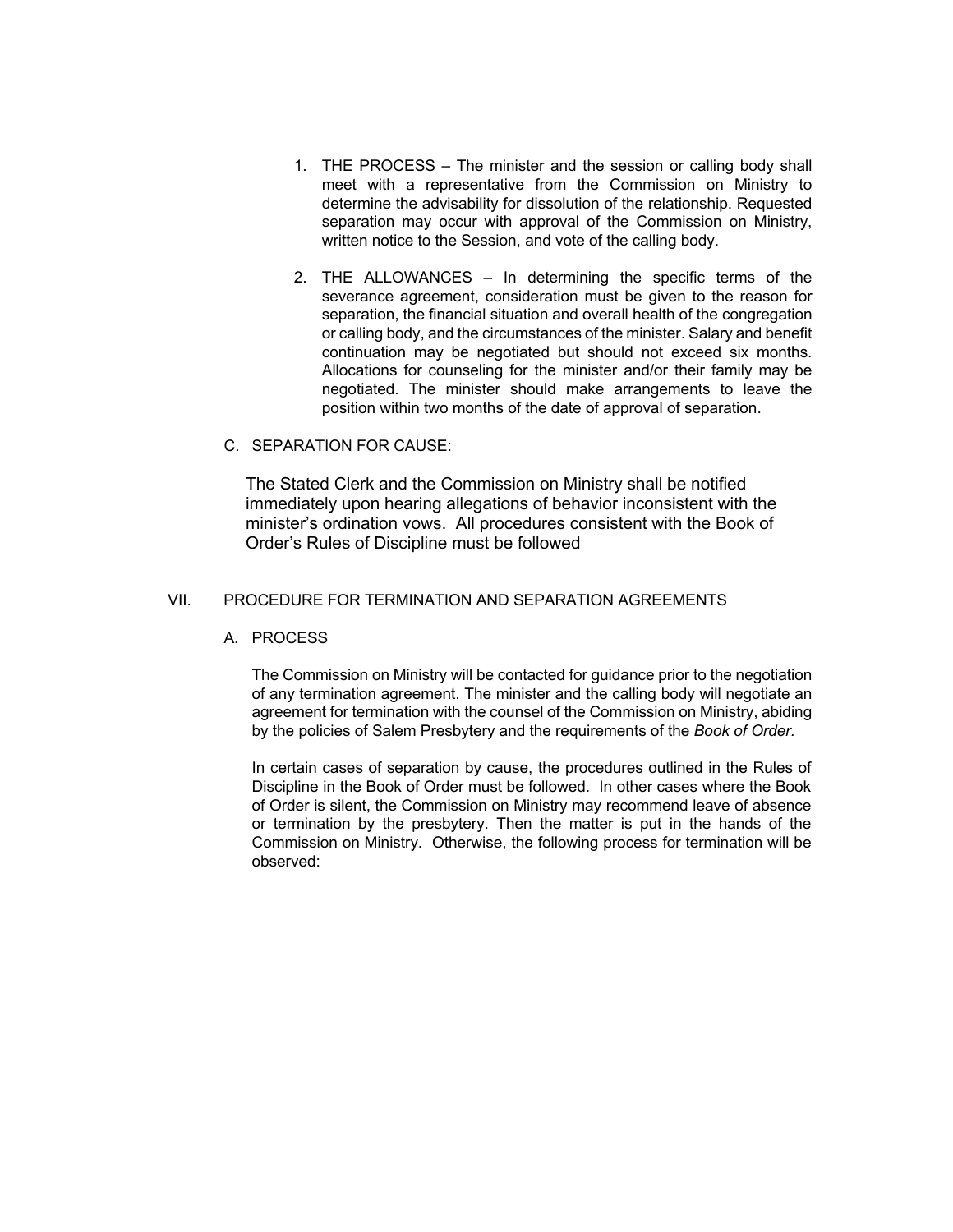1. THE PROCESS – The minister and the session or calling body shall meet with a representative from the Commission on Ministry to determine the advisability for dissolution of the relationship. Requested separation may occur with approval of the Commission on Ministry, written notice to the Session, and vote of the calling body.

2. THE ALLOWANCES – In determining the specific terms of the severance agreement, consideration must be given to the reason for separation, the financial situation and overall health of the congregation or calling body, and the circumstances of the minister. Salary and benefit continuation may be negotiated but should not exceed six months. Allocations for counseling for the minister and/or their family may be negotiated. The minister should make arrangements to leave the position within two months of the date of approval of separation.

C. SEPARATION FOR CAUSE:

The Stated Clerk and the Commission on Ministry shall be notified immediately upon hearing allegations of behavior inconsistent with the minister's ordination vows. All procedures consistent with the Book of Order's Rules of Discipline must be followed

## VII. PROCEDURE FOR TERMINATION AND SEPARATION AGREEMENTS

### A. PROCESS

The Commission on Ministry will be contacted for guidance prior to the negotiation of any termination agreement. The minister and the calling body will negotiate an agreement for termination with the counsel of the Commission on Ministry, abiding by the policies of Salem Presbytery and the requirements of the *Book of Order.*

In certain cases of separation by cause, the procedures outlined in the Rules of Discipline in the Book of Order must be followed. In other cases where the Book of Order is silent, the Commission on Ministry may recommend leave of absence or termination by the presbytery. Then the matter is put in the hands of the Commission on Ministry. Otherwise, the following process for termination will be observed: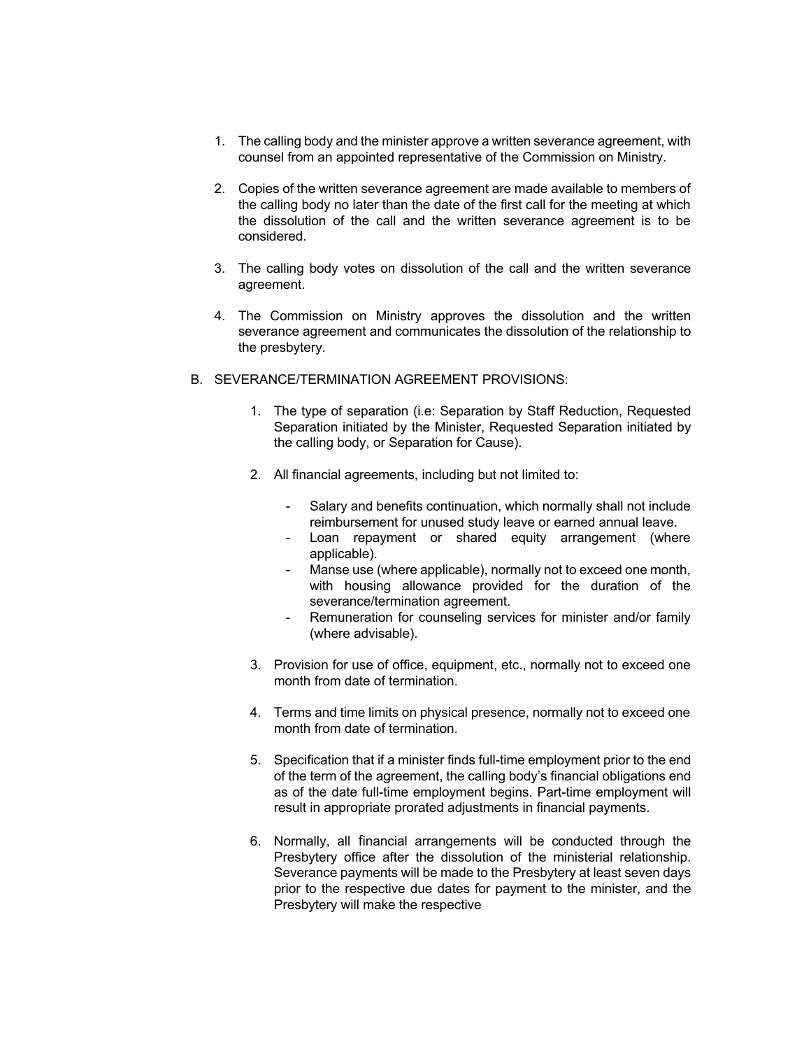1. The calling body and the minister approve a written severance agreement, with counsel from an appointed representative of the Commission on Ministry.

2. Copies of the written severance agreement are made available to members of the calling body no later than the date of the first call for the meeting at which the dissolution of the call and the written severance agreement is to be considered.

3. The calling body votes on dissolution of the call and the written severance agreement.

4. The Commission on Ministry approves the dissolution and the written severance agreement and communicates the dissolution of the relationship to the presbytery.

B. SEVERANCE/TERMINATION AGREEMENT PROVISIONS:

1. The type of separation (i.e: Separation by Staff Reduction, Requested Separation initiated by the Minister, Requested Separation initiated by the calling body, or Separation for Cause).

2. All financial agreements, including but not limited to:

   - Salary and benefits continuation, which normally shall not include reimbursement for unused study leave or earned annual leave.
   - Loan repayment or shared equity arrangement (where applicable).
   - Manse use (where applicable), normally not to exceed one month, with housing allowance provided for the duration of the severance/termination agreement.
   - Remuneration for counseling services for minister and/or family (where advisable).

3. Provision for use of office, equipment, etc., normally not to exceed one month from date of termination.

4. Terms and time limits on physical presence, normally not to exceed one month from date of termination.

5. Specification that if a minister finds full-time employment prior to the end of the term of the agreement, the calling body's financial obligations end as of the date full-time employment begins. Part-time employment will result in appropriate prorated adjustments in financial payments.

6. Normally, all financial arrangements will be conducted through the Presbytery office after the dissolution of the ministerial relationship. Severance payments will be made to the Presbytery at least seven days prior to the respective due dates for payment to the minister, and the Presbytery will make the respective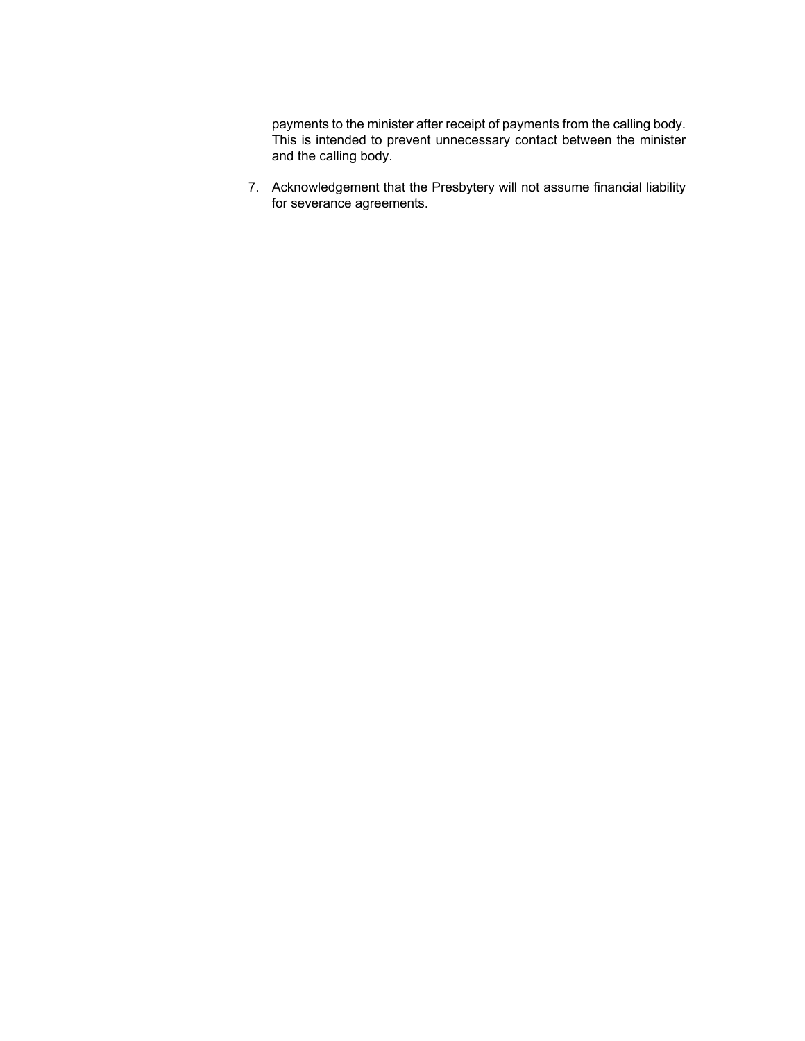payments to the minister after receipt of payments from the calling body. This is intended to prevent unnecessary contact between the minister and the calling body.

7. Acknowledgement that the Presbytery will not assume financial liability for severance agreements.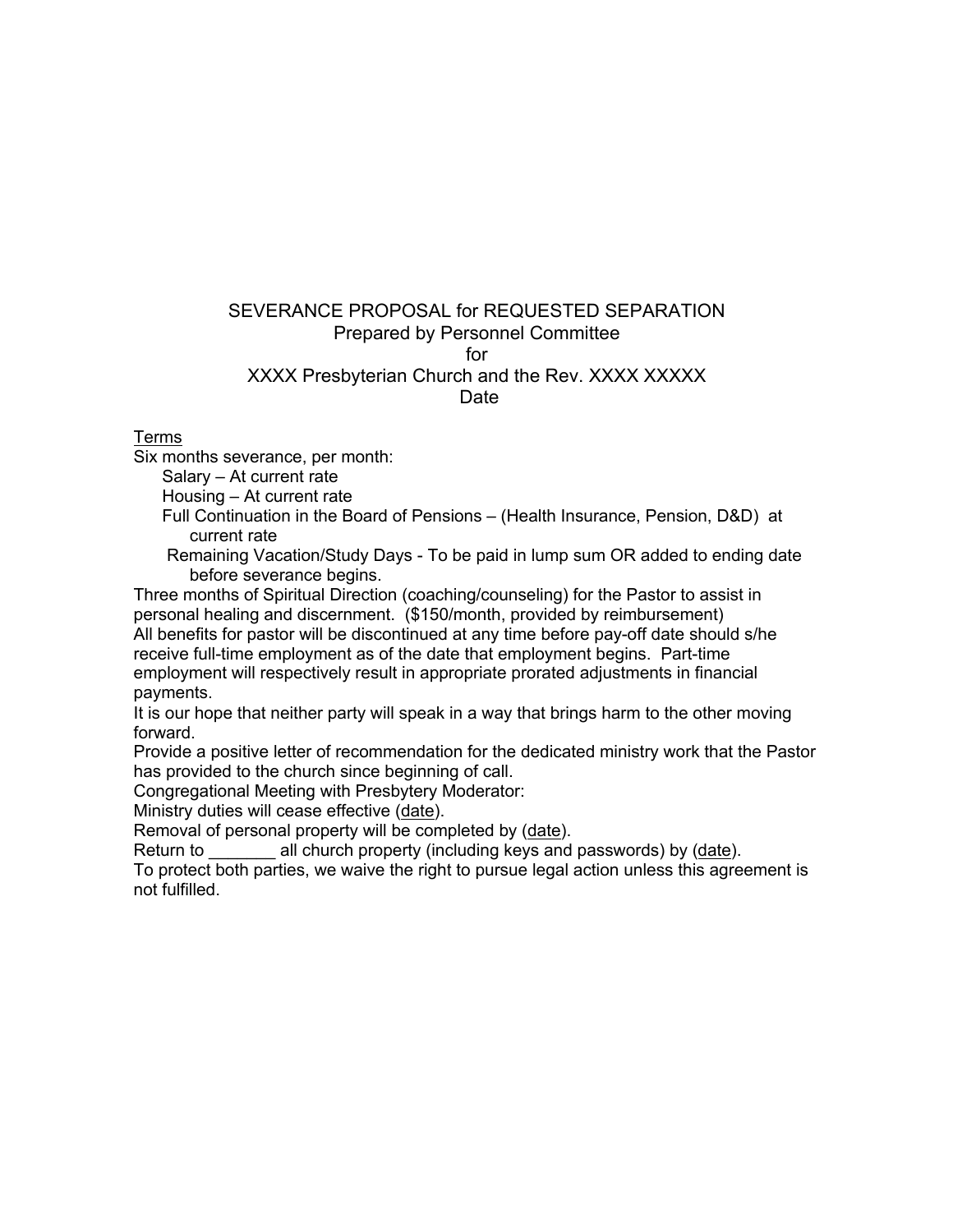# SEVERANCE PROPOSAL for REQUESTED SEPARATION

Prepared by Personnel Committee

for

XXXX Presbyterian Church and the Rev. XXXX XXXXX

Date

<u>Terms</u>

Six months severance, per month:

- Salary – At current rate
- Housing – At current rate
- Full Continuation in the Board of Pensions – (Health Insurance, Pension, D&D) at current rate
- Remaining Vacation/Study Days - To be paid in lump sum OR added to ending date before severance begins.

Three months of Spiritual Direction (coaching/counseling) for the Pastor to assist in personal healing and discernment. ($150/month, provided by reimbursement)

All benefits for pastor will be discontinued at any time before pay-off date should s/he receive full-time employment as of the date that employment begins. Part-time employment will respectively result in appropriate prorated adjustments in financial payments.

It is our hope that neither party will speak in a way that brings harm to the other moving forward.

Provide a positive letter of recommendation for the dedicated ministry work that the Pastor has provided to the church since beginning of call.

Congregational Meeting with Presbytery Moderator:

Ministry duties will cease effective (<u>date</u>).

Removal of personal property will be completed by (<u>date</u>).

Return to _______ all church property (including keys and passwords) by (<u>date</u>).

To protect both parties, we waive the right to pursue legal action unless this agreement is not fulfilled.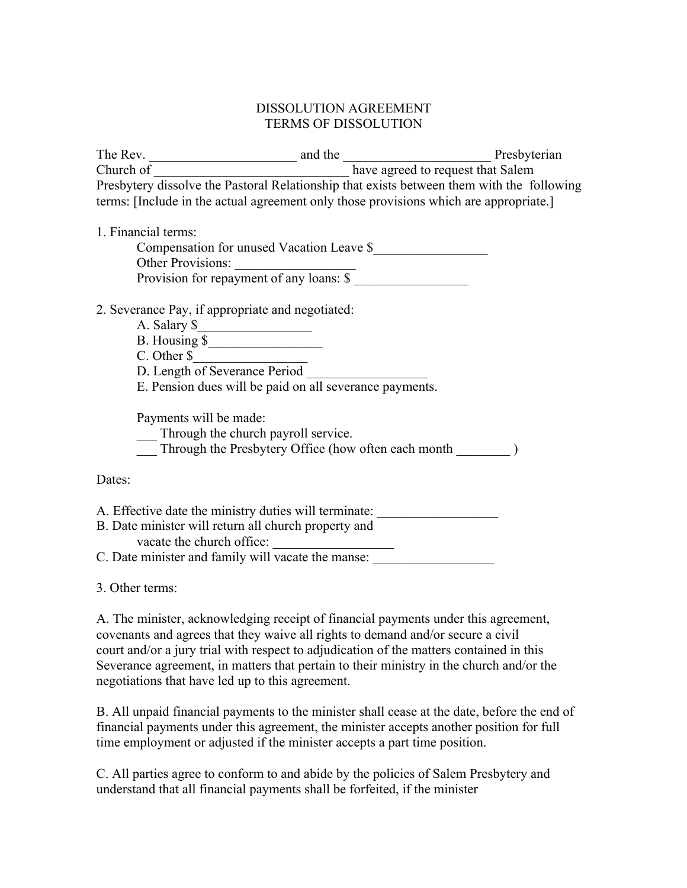DISSOLUTION AGREEMENT
TERMS OF DISSOLUTION

The Rev. ______________________ and the ______________________ Presbyterian Church of ______________________________ have agreed to request that Salem Presbytery dissolve the Pastoral Relationship that exists between them with the following terms: [Include in the actual agreement only those provisions which are appropriate.]

1. Financial terms:
   Compensation for unused Vacation Leave $_________________
   Other Provisions: _________________
   Provision for repayment of any loans: $ _________________

2. Severance Pay, if appropriate and negotiated:
   A. Salary $_________________
   B. Housing $_________________
   C. Other $_________________
   D. Length of Severance Period __________________
   E. Pension dues will be paid on all severance payments.

   Payments will be made:
   ___ Through the church payroll service.
   ___ Through the Presbytery Office (how often each month ________ )

Dates:

A. Effective date the ministry duties will terminate: __________________
B. Date minister will return all church property and
   vacate the church office: __________________
C. Date minister and family will vacate the manse: __________________

3. Other terms:

A. The minister, acknowledging receipt of financial payments under this agreement, covenants and agrees that they waive all rights to demand and/or secure a civil court and/or a jury trial with respect to adjudication of the matters contained in this Severance agreement, in matters that pertain to their ministry in the church and/or the negotiations that have led up to this agreement.

B. All unpaid financial payments to the minister shall cease at the date, before the end of financial payments under this agreement, the minister accepts another position for full time employment or adjusted if the minister accepts a part time position.

C. All parties agree to conform to and abide by the policies of Salem Presbytery and understand that all financial payments shall be forfeited, if the minister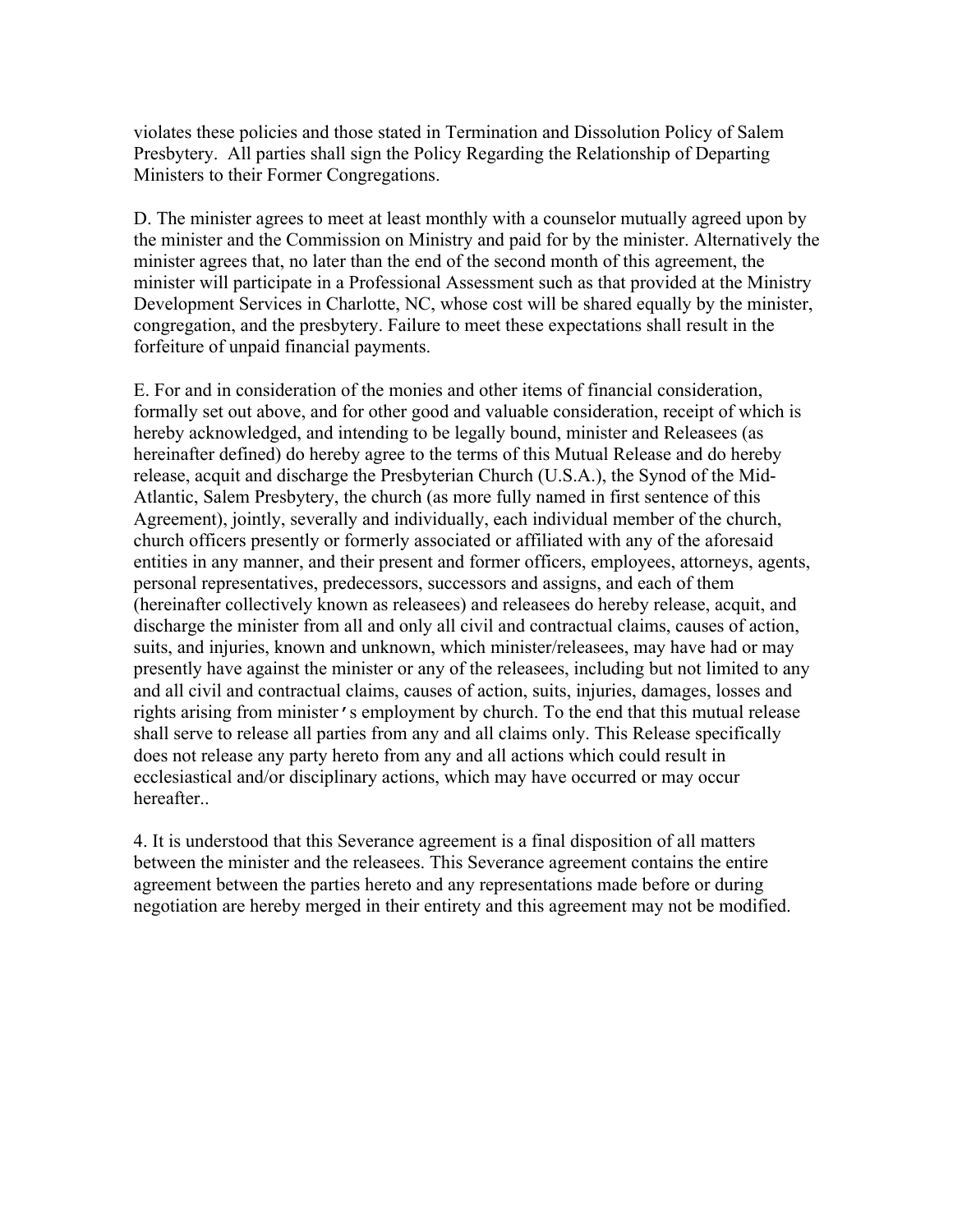violates these policies and those stated in Termination and Dissolution Policy of Salem Presbytery. All parties shall sign the Policy Regarding the Relationship of Departing Ministers to their Former Congregations.

D. The minister agrees to meet at least monthly with a counselor mutually agreed upon by the minister and the Commission on Ministry and paid for by the minister. Alternatively the minister agrees that, no later than the end of the second month of this agreement, the minister will participate in a Professional Assessment such as that provided at the Ministry Development Services in Charlotte, NC, whose cost will be shared equally by the minister, congregation, and the presbytery. Failure to meet these expectations shall result in the forfeiture of unpaid financial payments.

E. For and in consideration of the monies and other items of financial consideration, formally set out above, and for other good and valuable consideration, receipt of which is hereby acknowledged, and intending to be legally bound, minister and Releasees (as hereinafter defined) do hereby agree to the terms of this Mutual Release and do hereby release, acquit and discharge the Presbyterian Church (U.S.A.), the Synod of the Mid-Atlantic, Salem Presbytery, the church (as more fully named in first sentence of this Agreement), jointly, severally and individually, each individual member of the church, church officers presently or formerly associated or affiliated with any of the aforesaid entities in any manner, and their present and former officers, employees, attorneys, agents, personal representatives, predecessors, successors and assigns, and each of them (hereinafter collectively known as releasees) and releasees do hereby release, acquit, and discharge the minister from all and only all civil and contractual claims, causes of action, suits, and injuries, known and unknown, which minister/releasees, may have had or may presently have against the minister or any of the releasees, including but not limited to any and all civil and contractual claims, causes of action, suits, injuries, damages, losses and rights arising from minister's employment by church. To the end that this mutual release shall serve to release all parties from any and all claims only. This Release specifically does not release any party hereto from any and all actions which could result in ecclesiastical and/or disciplinary actions, which may have occurred or may occur hereafter..

4. It is understood that this Severance agreement is a final disposition of all matters between the minister and the releasees. This Severance agreement contains the entire agreement between the parties hereto and any representations made before or during negotiation are hereby merged in their entirety and this agreement may not be modified.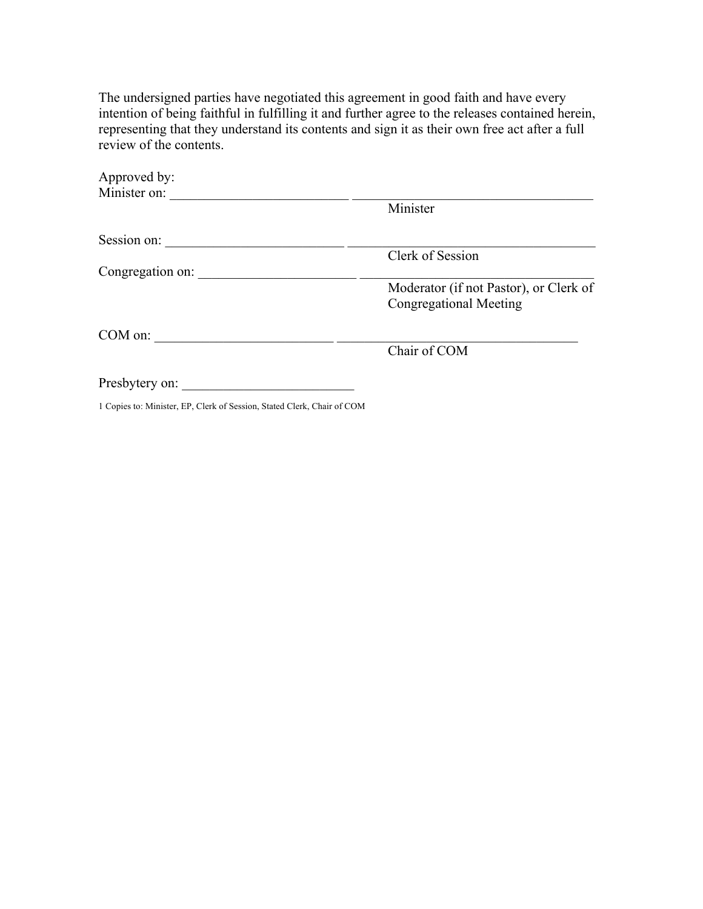The undersigned parties have negotiated this agreement in good faith and have every intention of being faithful in fulfilling it and further agree to the releases contained herein, representing that they understand its contents and sign it as their own free act after a full review of the contents.

Approved by:
Minister on: __________________________ ____________________________________
Minister

Session on: __________________________ ____________________________________
Clerk of Session

Congregation on: ______________________ ____________________________________
Moderator (if not Pastor), or Clerk of Congregational Meeting

COM on: __________________________ ____________________________________
Chair of COM

Presbytery on: _________________________

1 Copies to: Minister, EP, Clerk of Session, Stated Clerk, Chair of COM